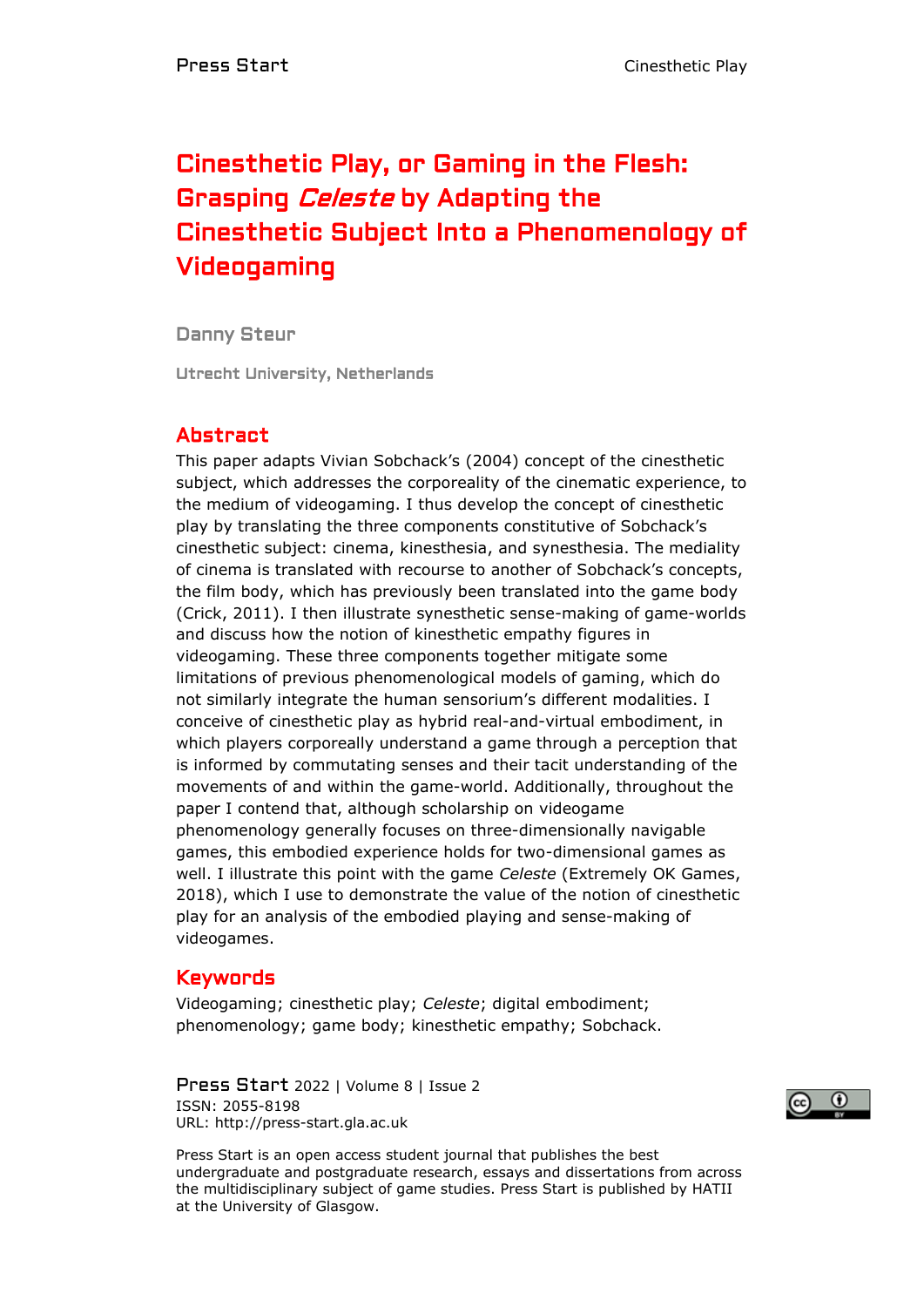# Cinesthetic Play, or Gaming in the Flesh: Grasping *Celeste* by Adapting the Cinesthetic Subject Into a Phenomenology of Videogaming

**Danny Steur**

Utrecht University, Netherlands

## Abstract

This paper adapts Vivian Sobchack's (2004) concept of the cinesthetic subject, which addresses the corporeality of the cinematic experience, to the medium of videogaming. I thus develop the concept of cinesthetic play by translating the three components constitutive of Sobchack's cinesthetic subject: cinema, kinesthesia, and synesthesia. The mediality of cinema is translated with recourse to another of Sobchack's concepts, the film body, which has previously been translated into the game body (Crick, 2011). I then illustrate synesthetic sense-making of game-worlds and discuss how the notion of kinesthetic empathy figures in videogaming. These three components together mitigate some limitations of previous phenomenological models of gaming, which do not similarly integrate the human sensorium's different modalities. I conceive of cinesthetic play as hybrid real-and-virtual embodiment, in which players corporeally understand a game through a perception that is informed by commutating senses and their tacit understanding of the movements of and within the game-world. Additionally, throughout the paper I contend that, although scholarship on videogame phenomenology generally focuses on three-dimensionally navigable games, this embodied experience holds for two-dimensional games as well. I illustrate this point with the game *Celeste* (Extremely OK Games, 2018), which I use to demonstrate the value of the notion of cinesthetic play for an analysis of the embodied playing and sense-making of videogames.

## Keywords

Videogaming; cinesthetic play; *Celeste*; digital embodiment; phenomenology; game body; kinesthetic empathy; Sobchack.

Press Start 2022 | Volume 8 | Issue 2
ISSN: 2055-8198
URL: http://press-start.gla.ac.uk

Press Start is an open access student journal that publishes the best undergraduate and postgraduate research, essays and dissertations from across the multidisciplinary subject of game studies. Press Start is published by HATII at the University of Glasgow.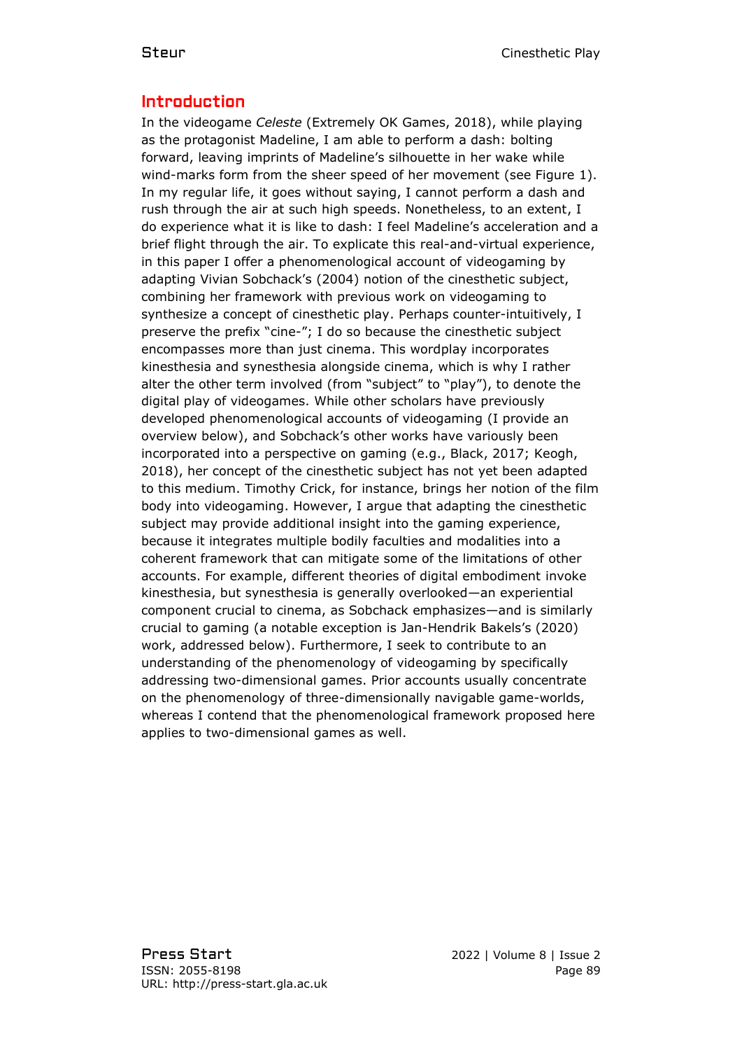## Introduction

In the videogame *Celeste* (Extremely OK Games, 2018), while playing as the protagonist Madeline, I am able to perform a dash: bolting forward, leaving imprints of Madeline's silhouette in her wake while wind-marks form from the sheer speed of her movement (see Figure 1). In my regular life, it goes without saying, I cannot perform a dash and rush through the air at such high speeds. Nonetheless, to an extent, I do experience what it is like to dash: I feel Madeline's acceleration and a brief flight through the air. To explicate this real-and-virtual experience, in this paper I offer a phenomenological account of videogaming by adapting Vivian Sobchack's (2004) notion of the cinesthetic subject, combining her framework with previous work on videogaming to synthesize a concept of cinesthetic play. Perhaps counter-intuitively, I preserve the prefix "cine-"; I do so because the cinesthetic subject encompasses more than just cinema. This wordplay incorporates kinesthesia and synesthesia alongside cinema, which is why I rather alter the other term involved (from "subject" to "play"), to denote the digital play of videogames. While other scholars have previously developed phenomenological accounts of videogaming (I provide an overview below), and Sobchack's other works have variously been incorporated into a perspective on gaming (e.g., Black, 2017; Keogh, 2018), her concept of the cinesthetic subject has not yet been adapted to this medium. Timothy Crick, for instance, brings her notion of the film body into videogaming. However, I argue that adapting the cinesthetic subject may provide additional insight into the gaming experience, because it integrates multiple bodily faculties and modalities into a coherent framework that can mitigate some of the limitations of other accounts. For example, different theories of digital embodiment invoke kinesthesia, but synesthesia is generally overlooked—an experiential component crucial to cinema, as Sobchack emphasizes—and is similarly crucial to gaming (a notable exception is Jan-Hendrik Bakels's (2020) work, addressed below). Furthermore, I seek to contribute to an understanding of the phenomenology of videogaming by specifically addressing two-dimensional games. Prior accounts usually concentrate on the phenomenology of three-dimensionally navigable game-worlds, whereas I contend that the phenomenological framework proposed here applies to two-dimensional games as well.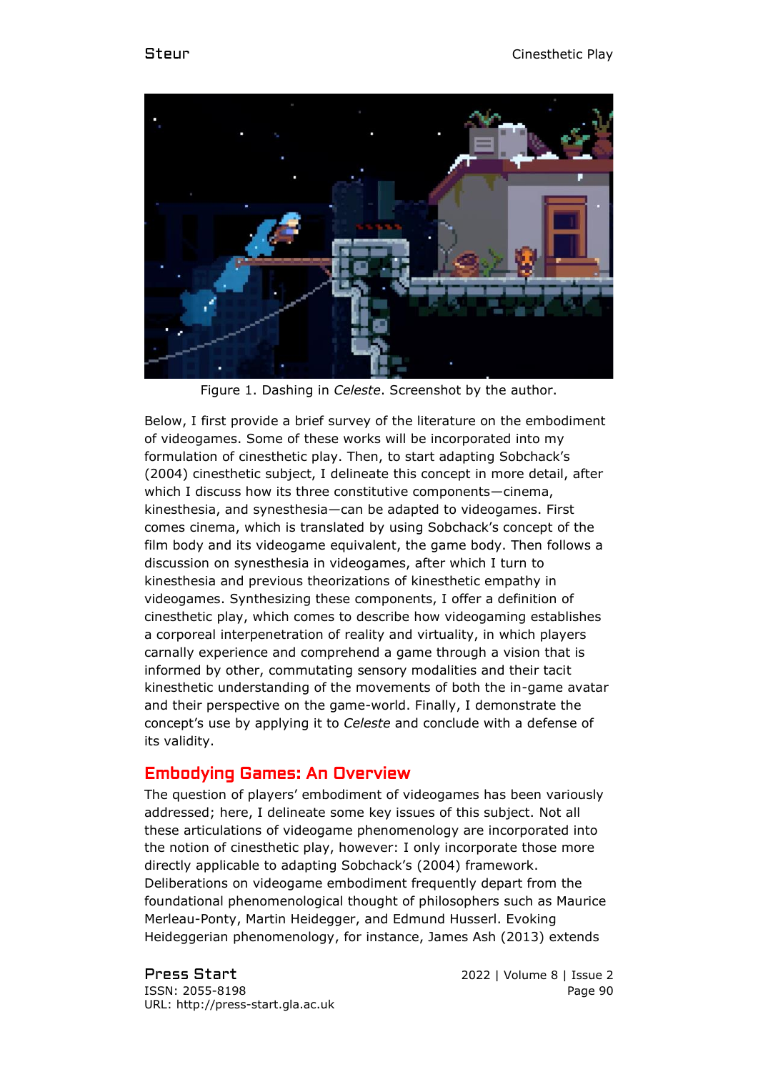Figure 1. Dashing in *Celeste*. Screenshot by the author.

Below, I first provide a brief survey of the literature on the embodiment of videogames. Some of these works will be incorporated into my formulation of cinesthetic play. Then, to start adapting Sobchack's (2004) cinesthetic subject, I delineate this concept in more detail, after which I discuss how its three constitutive components—cinema, kinesthesia, and synesthesia—can be adapted to videogames. First comes cinema, which is translated by using Sobchack's concept of the film body and its videogame equivalent, the game body. Then follows a discussion on synesthesia in videogames, after which I turn to kinesthesia and previous theorizations of kinesthetic empathy in videogames. Synthesizing these components, I offer a definition of cinesthetic play, which comes to describe how videogaming establishes a corporeal interpenetration of reality and virtuality, in which players carnally experience and comprehend a game through a vision that is informed by other, commutating sensory modalities and their tacit kinesthetic understanding of the movements of both the in-game avatar and their perspective on the game-world. Finally, I demonstrate the concept's use by applying it to *Celeste* and conclude with a defense of its validity.

## Embodying Games: An Overview

The question of players' embodiment of videogames has been variously addressed; here, I delineate some key issues of this subject. Not all these articulations of videogame phenomenology are incorporated into the notion of cinesthetic play, however: I only incorporate those more directly applicable to adapting Sobchack's (2004) framework. Deliberations on videogame embodiment frequently depart from the foundational phenomenological thought of philosophers such as Maurice Merleau-Ponty, Martin Heidegger, and Edmund Husserl. Evoking Heideggerian phenomenology, for instance, James Ash (2013) extends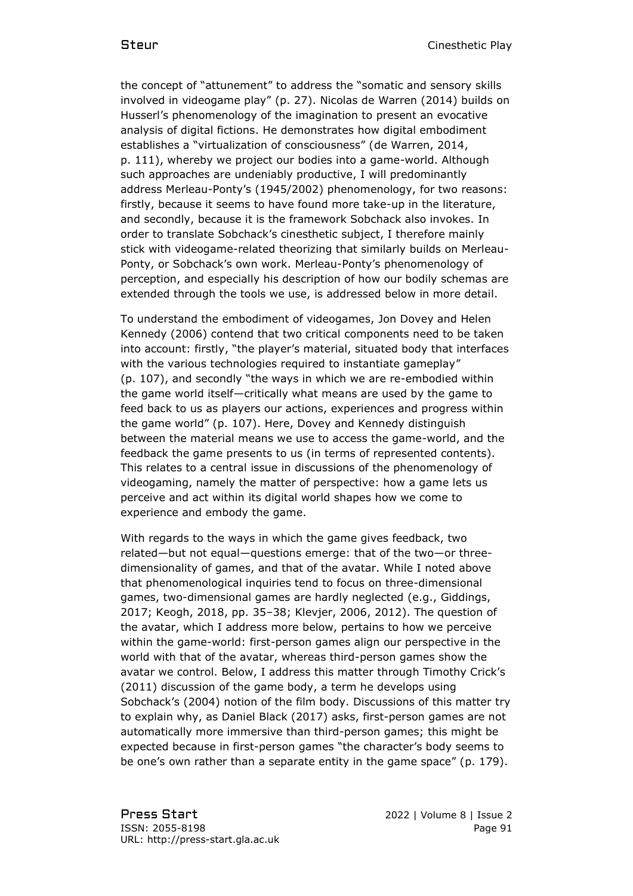the concept of "attunement" to address the "somatic and sensory skills involved in videogame play" (p. 27). Nicolas de Warren (2014) builds on Husserl's phenomenology of the imagination to present an evocative analysis of digital fictions. He demonstrates how digital embodiment establishes a "virtualization of consciousness" (de Warren, 2014, p. 111), whereby we project our bodies into a game-world. Although such approaches are undeniably productive, I will predominantly address Merleau-Ponty's (1945/2002) phenomenology, for two reasons: firstly, because it seems to have found more take-up in the literature, and secondly, because it is the framework Sobchack also invokes. In order to translate Sobchack's cinesthetic subject, I therefore mainly stick with videogame-related theorizing that similarly builds on Merleau-Ponty, or Sobchack's own work. Merleau-Ponty's phenomenology of perception, and especially his description of how our bodily schemas are extended through the tools we use, is addressed below in more detail.

To understand the embodiment of videogames, Jon Dovey and Helen Kennedy (2006) contend that two critical components need to be taken into account: firstly, "the player's material, situated body that interfaces with the various technologies required to instantiate gameplay" (p. 107), and secondly "the ways in which we are re-embodied within the game world itself—critically what means are used by the game to feed back to us as players our actions, experiences and progress within the game world" (p. 107). Here, Dovey and Kennedy distinguish between the material means we use to access the game-world, and the feedback the game presents to us (in terms of represented contents). This relates to a central issue in discussions of the phenomenology of videogaming, namely the matter of perspective: how a game lets us perceive and act within its digital world shapes how we come to experience and embody the game.

With regards to the ways in which the game gives feedback, two related—but not equal—questions emerge: that of the two—or three-dimensionality of games, and that of the avatar. While I noted above that phenomenological inquiries tend to focus on three-dimensional games, two-dimensional games are hardly neglected (e.g., Giddings, 2017; Keogh, 2018, pp. 35–38; Klevjer, 2006, 2012). The question of the avatar, which I address more below, pertains to how we perceive within the game-world: first-person games align our perspective in the world with that of the avatar, whereas third-person games show the avatar we control. Below, I address this matter through Timothy Crick's (2011) discussion of the game body, a term he develops using Sobchack's (2004) notion of the film body. Discussions of this matter try to explain why, as Daniel Black (2017) asks, first-person games are not automatically more immersive than third-person games; this might be expected because in first-person games "the character's body seems to be one's own rather than a separate entity in the game space" (p. 179).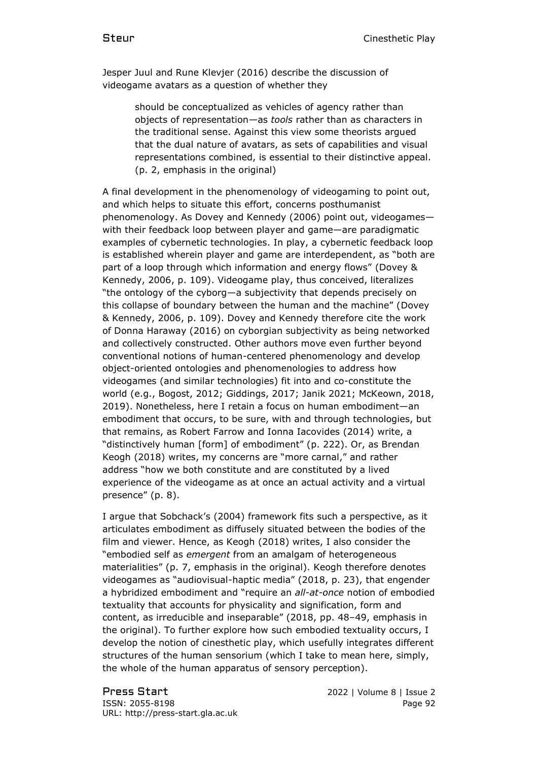Jesper Juul and Rune Klevjer (2016) describe the discussion of videogame avatars as a question of whether they

> should be conceptualized as vehicles of agency rather than objects of representation—as *tools* rather than as characters in the traditional sense. Against this view some theorists argued that the dual nature of avatars, as sets of capabilities and visual representations combined, is essential to their distinctive appeal. (p. 2, emphasis in the original)

A final development in the phenomenology of videogaming to point out, and which helps to situate this effort, concerns posthumanist phenomenology. As Dovey and Kennedy (2006) point out, videogames—with their feedback loop between player and game—are paradigmatic examples of cybernetic technologies. In play, a cybernetic feedback loop is established wherein player and game are interdependent, as "both are part of a loop through which information and energy flows" (Dovey & Kennedy, 2006, p. 109). Videogame play, thus conceived, literalizes "the ontology of the cyborg—a subjectivity that depends precisely on this collapse of boundary between the human and the machine" (Dovey & Kennedy, 2006, p. 109). Dovey and Kennedy therefore cite the work of Donna Haraway (2016) on cyborgian subjectivity as being networked and collectively constructed. Other authors move even further beyond conventional notions of human-centered phenomenology and develop object-oriented ontologies and phenomenologies to address how videogames (and similar technologies) fit into and co-constitute the world (e.g., Bogost, 2012; Giddings, 2017; Janik 2021; McKeown, 2018, 2019). Nonetheless, here I retain a focus on human embodiment—an embodiment that occurs, to be sure, with and through technologies, but that remains, as Robert Farrow and Ionna Iacovides (2014) write, a "distinctively human [form] of embodiment" (p. 222). Or, as Brendan Keogh (2018) writes, my concerns are "more carnal," and rather address "how we both constitute and are constituted by a lived experience of the videogame as at once an actual activity and a virtual presence" (p. 8).

I argue that Sobchack's (2004) framework fits such a perspective, as it articulates embodiment as diffusely situated between the bodies of the film and viewer. Hence, as Keogh (2018) writes, I also consider the "embodied self as *emergent* from an amalgam of heterogeneous materialities" (p. 7, emphasis in the original). Keogh therefore denotes videogames as "audiovisual-haptic media" (2018, p. 23), that engender a hybridized embodiment and "require an *all-at-once* notion of embodied textuality that accounts for physicality and signification, form and content, as irreducible and inseparable" (2018, pp. 48–49, emphasis in the original). To further explore how such embodied textuality occurs, I develop the notion of cinesthetic play, which usefully integrates different structures of the human sensorium (which I take to mean here, simply, the whole of the human apparatus of sensory perception).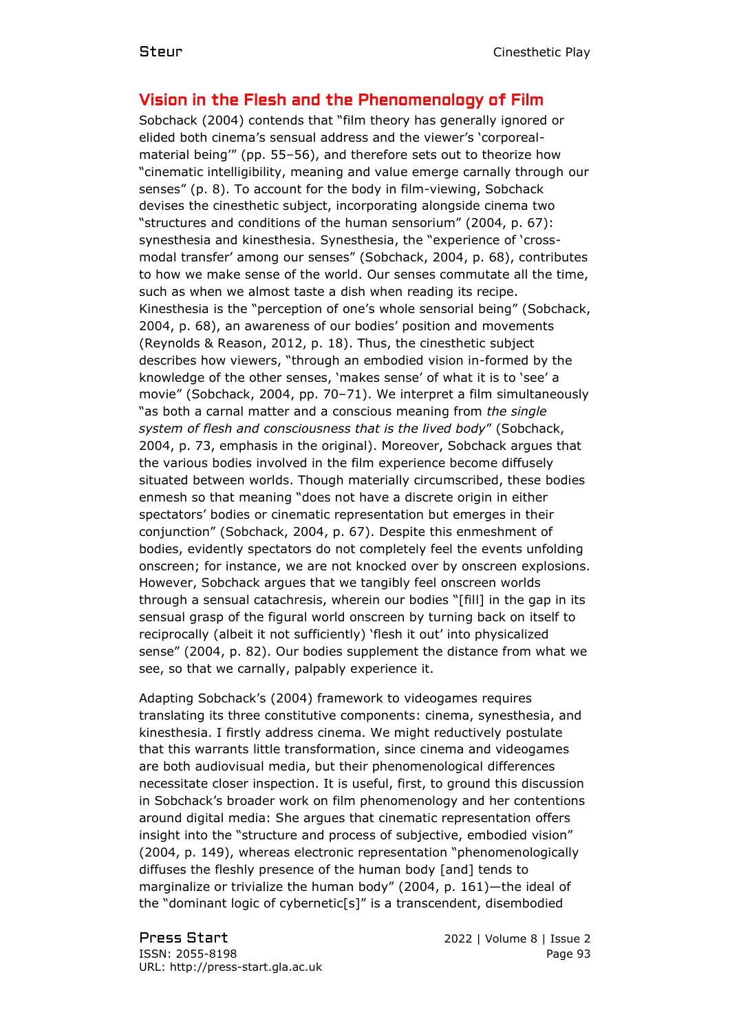## Vision in the Flesh and the Phenomenology of Film

Sobchack (2004) contends that "film theory has generally ignored or elided both cinema's sensual address and the viewer's 'corporeal-material being'" (pp. 55–56), and therefore sets out to theorize how "cinematic intelligibility, meaning and value emerge carnally through our senses" (p. 8). To account for the body in film-viewing, Sobchack devises the cinesthetic subject, incorporating alongside cinema two "structures and conditions of the human sensorium" (2004, p. 67): synesthesia and kinesthesia. Synesthesia, the "experience of 'cross-modal transfer' among our senses" (Sobchack, 2004, p. 68), contributes to how we make sense of the world. Our senses commutate all the time, such as when we almost taste a dish when reading its recipe. Kinesthesia is the "perception of one's whole sensorial being" (Sobchack, 2004, p. 68), an awareness of our bodies' position and movements (Reynolds & Reason, 2012, p. 18). Thus, the cinesthetic subject describes how viewers, "through an embodied vision in-formed by the knowledge of the other senses, 'makes sense' of what it is to 'see' a movie" (Sobchack, 2004, pp. 70–71). We interpret a film simultaneously "as both a carnal matter and a conscious meaning from *the single system of flesh and consciousness that is the lived body*" (Sobchack, 2004, p. 73, emphasis in the original). Moreover, Sobchack argues that the various bodies involved in the film experience become diffusely situated between worlds. Though materially circumscribed, these bodies enmesh so that meaning "does not have a discrete origin in either spectators' bodies or cinematic representation but emerges in their conjunction" (Sobchack, 2004, p. 67). Despite this enmeshment of bodies, evidently spectators do not completely feel the events unfolding onscreen; for instance, we are not knocked over by onscreen explosions. However, Sobchack argues that we tangibly feel onscreen worlds through a sensual catachresis, wherein our bodies "[fill] in the gap in its sensual grasp of the figural world onscreen by turning back on itself to reciprocally (albeit it not sufficiently) 'flesh it out' into physicalized sense" (2004, p. 82). Our bodies supplement the distance from what we see, so that we carnally, palpably experience it.

Adapting Sobchack's (2004) framework to videogames requires translating its three constitutive components: cinema, synesthesia, and kinesthesia. I firstly address cinema. We might reductively postulate that this warrants little transformation, since cinema and videogames are both audiovisual media, but their phenomenological differences necessitate closer inspection. It is useful, first, to ground this discussion in Sobchack's broader work on film phenomenology and her contentions around digital media: She argues that cinematic representation offers insight into the "structure and process of subjective, embodied vision" (2004, p. 149), whereas electronic representation "phenomenologically diffuses the fleshly presence of the human body [and] tends to marginalize or trivialize the human body" (2004, p. 161)—the ideal of the "dominant logic of cybernetic[s]" is a transcendent, disembodied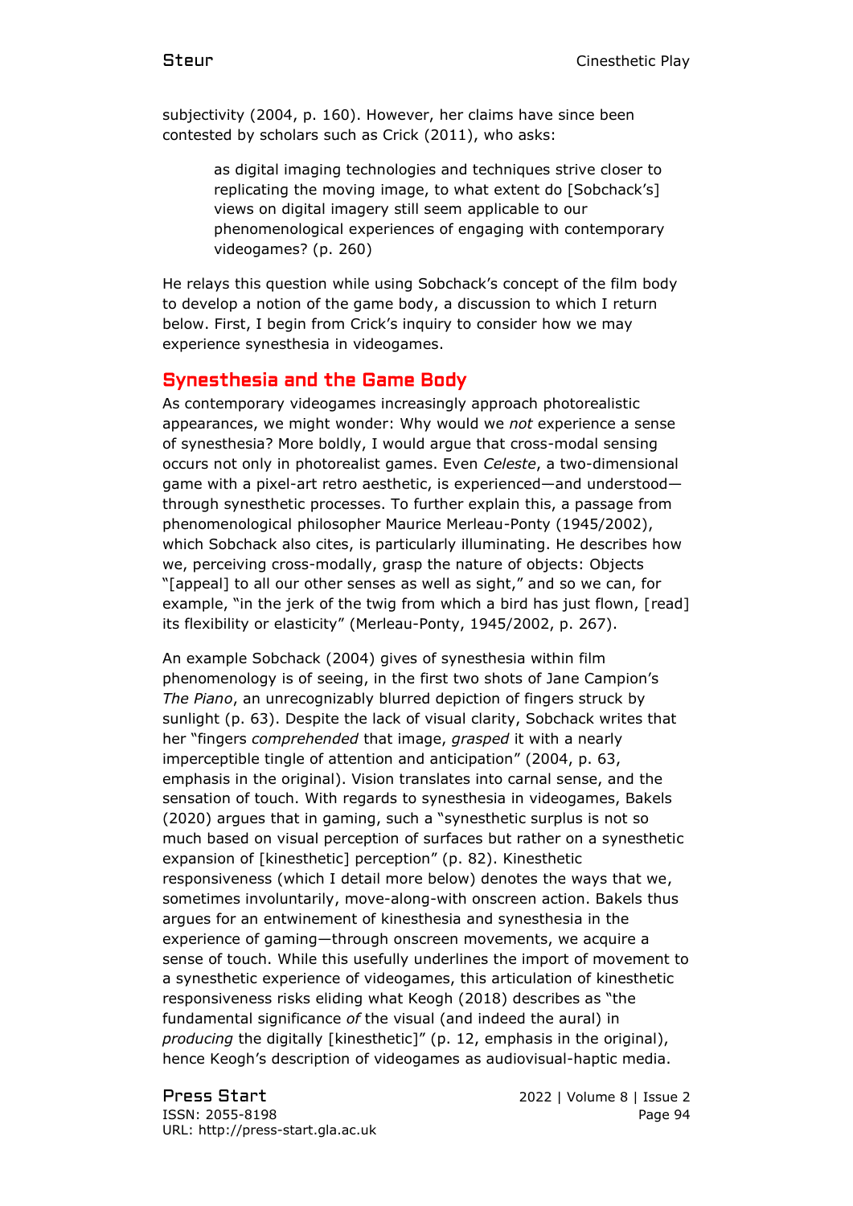subjectivity (2004, p. 160). However, her claims have since been contested by scholars such as Crick (2011), who asks:

> as digital imaging technologies and techniques strive closer to replicating the moving image, to what extent do [Sobchack's] views on digital imagery still seem applicable to our phenomenological experiences of engaging with contemporary videogames? (p. 260)

He relays this question while using Sobchack's concept of the film body to develop a notion of the game body, a discussion to which I return below. First, I begin from Crick's inquiry to consider how we may experience synesthesia in videogames.

## Synesthesia and the Game Body

As contemporary videogames increasingly approach photorealistic appearances, we might wonder: Why would we *not* experience a sense of synesthesia? More boldly, I would argue that cross-modal sensing occurs not only in photorealist games. Even *Celeste*, a two-dimensional game with a pixel-art retro aesthetic, is experienced—and understood—through synesthetic processes. To further explain this, a passage from phenomenological philosopher Maurice Merleau-Ponty (1945/2002), which Sobchack also cites, is particularly illuminating. He describes how we, perceiving cross-modally, grasp the nature of objects: Objects "[appeal] to all our other senses as well as sight," and so we can, for example, "in the jerk of the twig from which a bird has just flown, [read] its flexibility or elasticity" (Merleau-Ponty, 1945/2002, p. 267).

An example Sobchack (2004) gives of synesthesia within film phenomenology is of seeing, in the first two shots of Jane Campion's *The Piano*, an unrecognizably blurred depiction of fingers struck by sunlight (p. 63). Despite the lack of visual clarity, Sobchack writes that her "fingers *comprehended* that image, *grasped* it with a nearly imperceptible tingle of attention and anticipation" (2004, p. 63, emphasis in the original). Vision translates into carnal sense, and the sensation of touch. With regards to synesthesia in videogames, Bakels (2020) argues that in gaming, such a "synesthetic surplus is not so much based on visual perception of surfaces but rather on a synesthetic expansion of [kinesthetic] perception" (p. 82). Kinesthetic responsiveness (which I detail more below) denotes the ways that we, sometimes involuntarily, move-along-with onscreen action. Bakels thus argues for an entwinement of kinesthesia and synesthesia in the experience of gaming—through onscreen movements, we acquire a sense of touch. While this usefully underlines the import of movement to a synesthetic experience of videogames, this articulation of kinesthetic responsiveness risks eliding what Keogh (2018) describes as "the fundamental significance *of* the visual (and indeed the aural) in *producing* the digitally [kinesthetic]" (p. 12, emphasis in the original), hence Keogh's description of videogames as audiovisual-haptic media.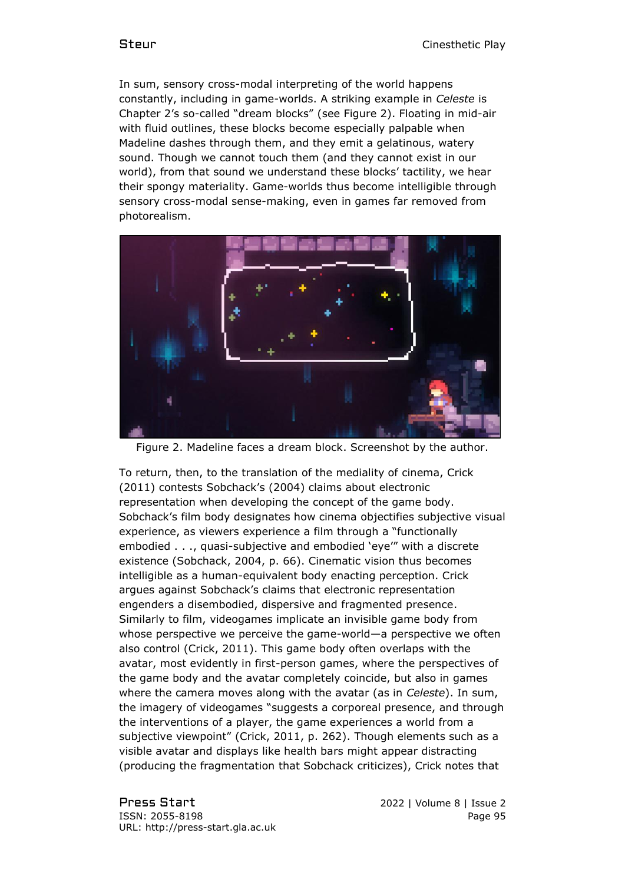In sum, sensory cross-modal interpreting of the world happens constantly, including in game-worlds. A striking example in *Celeste* is Chapter 2's so-called "dream blocks" (see Figure 2). Floating in mid-air with fluid outlines, these blocks become especially palpable when Madeline dashes through them, and they emit a gelatinous, watery sound. Though we cannot touch them (and they cannot exist in our world), from that sound we understand these blocks' tactility, we hear their spongy materiality. Game-worlds thus become intelligible through sensory cross-modal sense-making, even in games far removed from photorealism.

Figure 2. Madeline faces a dream block. Screenshot by the author.

To return, then, to the translation of the mediality of cinema, Crick (2011) contests Sobchack's (2004) claims about electronic representation when developing the concept of the game body. Sobchack's film body designates how cinema objectifies subjective visual experience, as viewers experience a film through a "functionally embodied . . ., quasi-subjective and embodied 'eye'" with a discrete existence (Sobchack, 2004, p. 66). Cinematic vision thus becomes intelligible as a human-equivalent body enacting perception. Crick argues against Sobchack's claims that electronic representation engenders a disembodied, dispersive and fragmented presence. Similarly to film, videogames implicate an invisible game body from whose perspective we perceive the game-world—a perspective we often also control (Crick, 2011). This game body often overlaps with the avatar, most evidently in first-person games, where the perspectives of the game body and the avatar completely coincide, but also in games where the camera moves along with the avatar (as in *Celeste*). In sum, the imagery of videogames "suggests a corporeal presence, and through the interventions of a player, the game experiences a world from a subjective viewpoint" (Crick, 2011, p. 262). Though elements such as a visible avatar and displays like health bars might appear distracting (producing the fragmentation that Sobchack criticizes), Crick notes that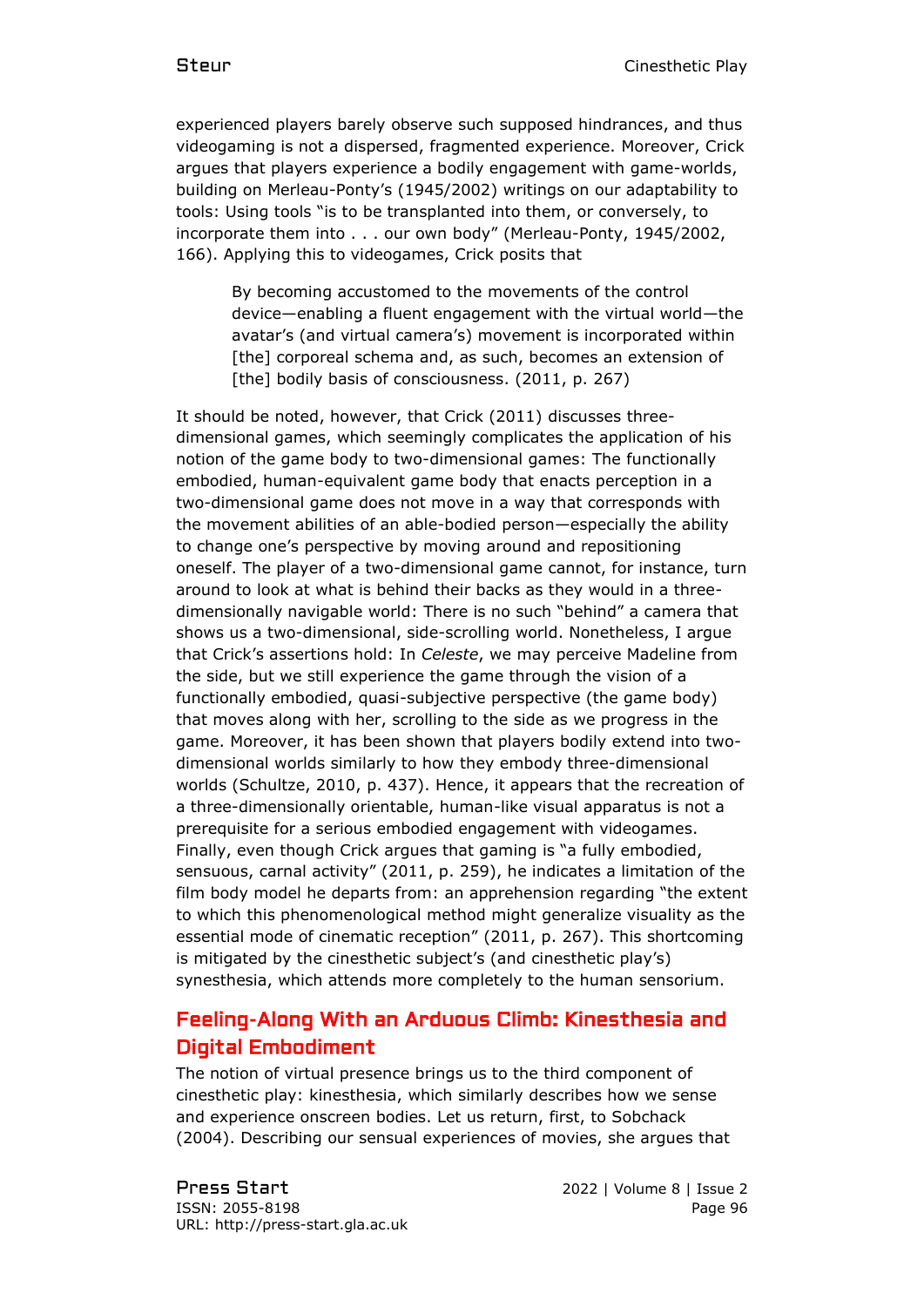experienced players barely observe such supposed hindrances, and thus videogaming is not a dispersed, fragmented experience. Moreover, Crick argues that players experience a bodily engagement with game-worlds, building on Merleau-Ponty's (1945/2002) writings on our adaptability to tools: Using tools "is to be transplanted into them, or conversely, to incorporate them into . . . our own body" (Merleau-Ponty, 1945/2002, 166). Applying this to videogames, Crick posits that

> By becoming accustomed to the movements of the control device—enabling a fluent engagement with the virtual world—the avatar's (and virtual camera's) movement is incorporated within [the] corporeal schema and, as such, becomes an extension of [the] bodily basis of consciousness. (2011, p. 267)

It should be noted, however, that Crick (2011) discusses three-dimensional games, which seemingly complicates the application of his notion of the game body to two-dimensional games: The functionally embodied, human-equivalent game body that enacts perception in a two-dimensional game does not move in a way that corresponds with the movement abilities of an able-bodied person—especially the ability to change one's perspective by moving around and repositioning oneself. The player of a two-dimensional game cannot, for instance, turn around to look at what is behind their backs as they would in a three-dimensionally navigable world: There is no such "behind" a camera that shows us a two-dimensional, side-scrolling world. Nonetheless, I argue that Crick's assertions hold: In *Celeste*, we may perceive Madeline from the side, but we still experience the game through the vision of a functionally embodied, quasi-subjective perspective (the game body) that moves along with her, scrolling to the side as we progress in the game. Moreover, it has been shown that players bodily extend into two-dimensional worlds similarly to how they embody three-dimensional worlds (Schultze, 2010, p. 437). Hence, it appears that the recreation of a three-dimensionally orientable, human-like visual apparatus is not a prerequisite for a serious embodied engagement with videogames. Finally, even though Crick argues that gaming is "a fully embodied, sensuous, carnal activity" (2011, p. 259), he indicates a limitation of the film body model he departs from: an apprehension regarding "the extent to which this phenomenological method might generalize visuality as the essential mode of cinematic reception" (2011, p. 267). This shortcoming is mitigated by the cinesthetic subject's (and cinesthetic play's) synesthesia, which attends more completely to the human sensorium.

## Feeling-Along With an Arduous Climb: Kinesthesia and Digital Embodiment

The notion of virtual presence brings us to the third component of cinesthetic play: kinesthesia, which similarly describes how we sense and experience onscreen bodies. Let us return, first, to Sobchack (2004). Describing our sensual experiences of movies, she argues that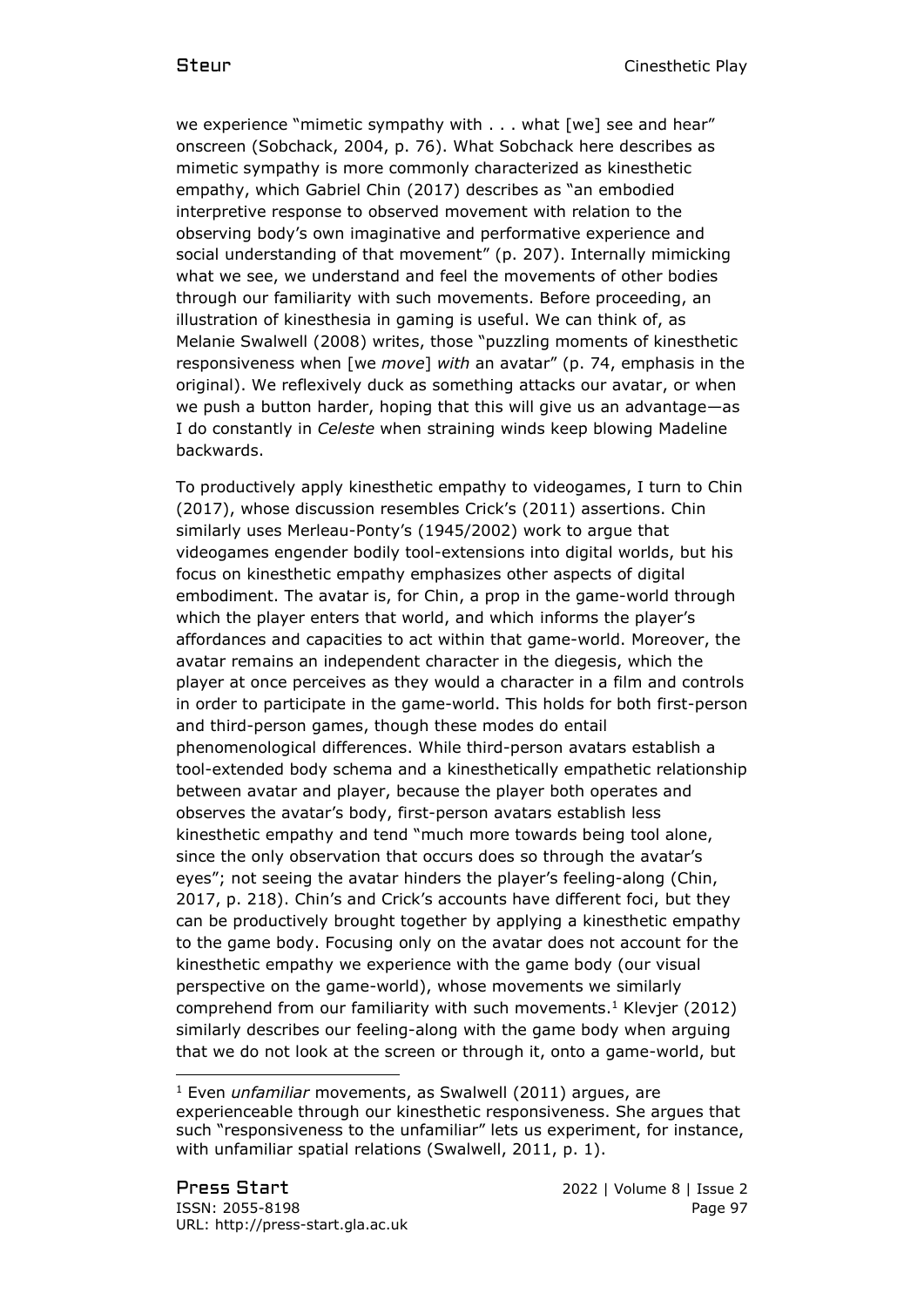we experience "mimetic sympathy with . . . what [we] see and hear" onscreen (Sobchack, 2004, p. 76). What Sobchack here describes as mimetic sympathy is more commonly characterized as kinesthetic empathy, which Gabriel Chin (2017) describes as "an embodied interpretive response to observed movement with relation to the observing body's own imaginative and performative experience and social understanding of that movement" (p. 207). Internally mimicking what we see, we understand and feel the movements of other bodies through our familiarity with such movements. Before proceeding, an illustration of kinesthesia in gaming is useful. We can think of, as Melanie Swalwell (2008) writes, those "puzzling moments of kinesthetic responsiveness when [we *move*] *with* an avatar" (p. 74, emphasis in the original). We reflexively duck as something attacks our avatar, or when we push a button harder, hoping that this will give us an advantage—as I do constantly in *Celeste* when straining winds keep blowing Madeline backwards.

To productively apply kinesthetic empathy to videogames, I turn to Chin (2017), whose discussion resembles Crick's (2011) assertions. Chin similarly uses Merleau-Ponty's (1945/2002) work to argue that videogames engender bodily tool-extensions into digital worlds, but his focus on kinesthetic empathy emphasizes other aspects of digital embodiment. The avatar is, for Chin, a prop in the game-world through which the player enters that world, and which informs the player's affordances and capacities to act within that game-world. Moreover, the avatar remains an independent character in the diegesis, which the player at once perceives as they would a character in a film and controls in order to participate in the game-world. This holds for both first-person and third-person games, though these modes do entail phenomenological differences. While third-person avatars establish a tool-extended body schema and a kinesthetically empathetic relationship between avatar and player, because the player both operates and observes the avatar's body, first-person avatars establish less kinesthetic empathy and tend "much more towards being tool alone, since the only observation that occurs does so through the avatar's eyes"; not seeing the avatar hinders the player's feeling-along (Chin, 2017, p. 218). Chin's and Crick's accounts have different foci, but they can be productively brought together by applying a kinesthetic empathy to the game body. Focusing only on the avatar does not account for the kinesthetic empathy we experience with the game body (our visual perspective on the game-world), whose movements we similarly comprehend from our familiarity with such movements.[1] Klevjer (2012) similarly describes our feeling-along with the game body when arguing that we do not look at the screen or through it, onto a game-world, but

[1] Even *unfamiliar* movements, as Swalwell (2011) argues, are experienceable through our kinesthetic responsiveness. She argues that such "responsiveness to the unfamiliar" lets us experiment, for instance, with unfamiliar spatial relations (Swalwell, 2011, p. 1).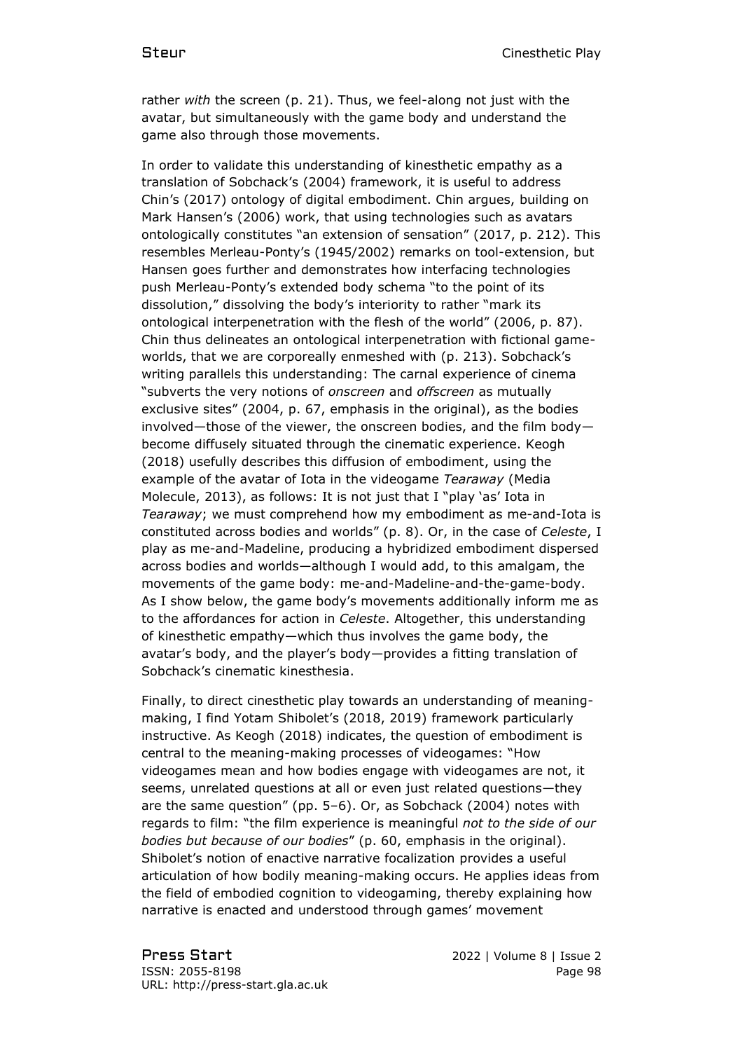rather *with* the screen (p. 21). Thus, we feel-along not just with the avatar, but simultaneously with the game body and understand the game also through those movements.

In order to validate this understanding of kinesthetic empathy as a translation of Sobchack's (2004) framework, it is useful to address Chin's (2017) ontology of digital embodiment. Chin argues, building on Mark Hansen's (2006) work, that using technologies such as avatars ontologically constitutes "an extension of sensation" (2017, p. 212). This resembles Merleau-Ponty's (1945/2002) remarks on tool-extension, but Hansen goes further and demonstrates how interfacing technologies push Merleau-Ponty's extended body schema "to the point of its dissolution," dissolving the body's interiority to rather "mark its ontological interpenetration with the flesh of the world" (2006, p. 87). Chin thus delineates an ontological interpenetration with fictional game-worlds, that we are corporeally enmeshed with (p. 213). Sobchack's writing parallels this understanding: The carnal experience of cinema "subverts the very notions of *onscreen* and *offscreen* as mutually exclusive sites" (2004, p. 67, emphasis in the original), as the bodies involved—those of the viewer, the onscreen bodies, and the film body—become diffusely situated through the cinematic experience. Keogh (2018) usefully describes this diffusion of embodiment, using the example of the avatar of Iota in the videogame *Tearaway* (Media Molecule, 2013), as follows: It is not just that I "play 'as' Iota in *Tearaway*; we must comprehend how my embodiment as me-and-Iota is constituted across bodies and worlds" (p. 8). Or, in the case of *Celeste*, I play as me-and-Madeline, producing a hybridized embodiment dispersed across bodies and worlds—although I would add, to this amalgam, the movements of the game body: me-and-Madeline-and-the-game-body. As I show below, the game body's movements additionally inform me as to the affordances for action in *Celeste*. Altogether, this understanding of kinesthetic empathy—which thus involves the game body, the avatar's body, and the player's body—provides a fitting translation of Sobchack's cinematic kinesthesia.

Finally, to direct cinesthetic play towards an understanding of meaning-making, I find Yotam Shibolet's (2018, 2019) framework particularly instructive. As Keogh (2018) indicates, the question of embodiment is central to the meaning-making processes of videogames: "How videogames mean and how bodies engage with videogames are not, it seems, unrelated questions at all or even just related questions—they are the same question" (pp. 5–6). Or, as Sobchack (2004) notes with regards to film: "the film experience is meaningful *not to the side of our bodies but because of our bodies*" (p. 60, emphasis in the original). Shibolet's notion of enactive narrative focalization provides a useful articulation of how bodily meaning-making occurs. He applies ideas from the field of embodied cognition to videogaming, thereby explaining how narrative is enacted and understood through games' movement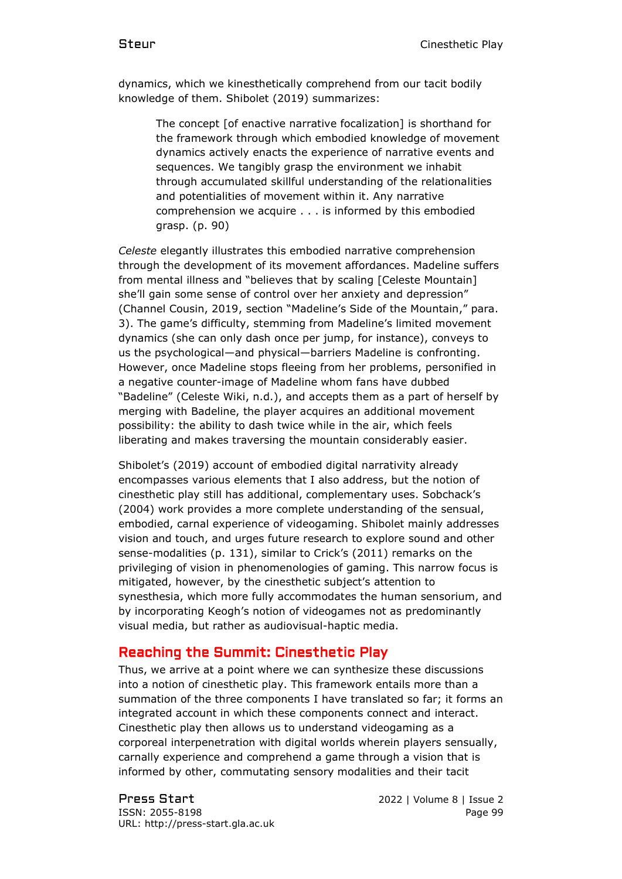dynamics, which we kinesthetically comprehend from our tacit bodily knowledge of them. Shibolet (2019) summarizes:

> The concept [of enactive narrative focalization] is shorthand for the framework through which embodied knowledge of movement dynamics actively enacts the experience of narrative events and sequences. We tangibly grasp the environment we inhabit through accumulated skillful understanding of the relationalities and potentialities of movement within it. Any narrative comprehension we acquire . . . is informed by this embodied grasp. (p. 90)

*Celeste* elegantly illustrates this embodied narrative comprehension through the development of its movement affordances. Madeline suffers from mental illness and "believes that by scaling [Celeste Mountain] she'll gain some sense of control over her anxiety and depression" (Channel Cousin, 2019, section "Madeline's Side of the Mountain," para. 3). The game's difficulty, stemming from Madeline's limited movement dynamics (she can only dash once per jump, for instance), conveys to us the psychological—and physical—barriers Madeline is confronting. However, once Madeline stops fleeing from her problems, personified in a negative counter-image of Madeline whom fans have dubbed "Badeline" (Celeste Wiki, n.d.), and accepts them as a part of herself by merging with Badeline, the player acquires an additional movement possibility: the ability to dash twice while in the air, which feels liberating and makes traversing the mountain considerably easier.

Shibolet's (2019) account of embodied digital narrativity already encompasses various elements that I also address, but the notion of cinesthetic play still has additional, complementary uses. Sobchack's (2004) work provides a more complete understanding of the sensual, embodied, carnal experience of videogaming. Shibolet mainly addresses vision and touch, and urges future research to explore sound and other sense-modalities (p. 131), similar to Crick's (2011) remarks on the privileging of vision in phenomenologies of gaming. This narrow focus is mitigated, however, by the cinesthetic subject's attention to synesthesia, which more fully accommodates the human sensorium, and by incorporating Keogh's notion of videogames not as predominantly visual media, but rather as audiovisual-haptic media.

## Reaching the Summit: Cinesthetic Play

Thus, we arrive at a point where we can synthesize these discussions into a notion of cinesthetic play. This framework entails more than a summation of the three components I have translated so far; it forms an integrated account in which these components connect and interact. Cinesthetic play then allows us to understand videogaming as a corporeal interpenetration with digital worlds wherein players sensually, carnally experience and comprehend a game through a vision that is informed by other, commutating sensory modalities and their tacit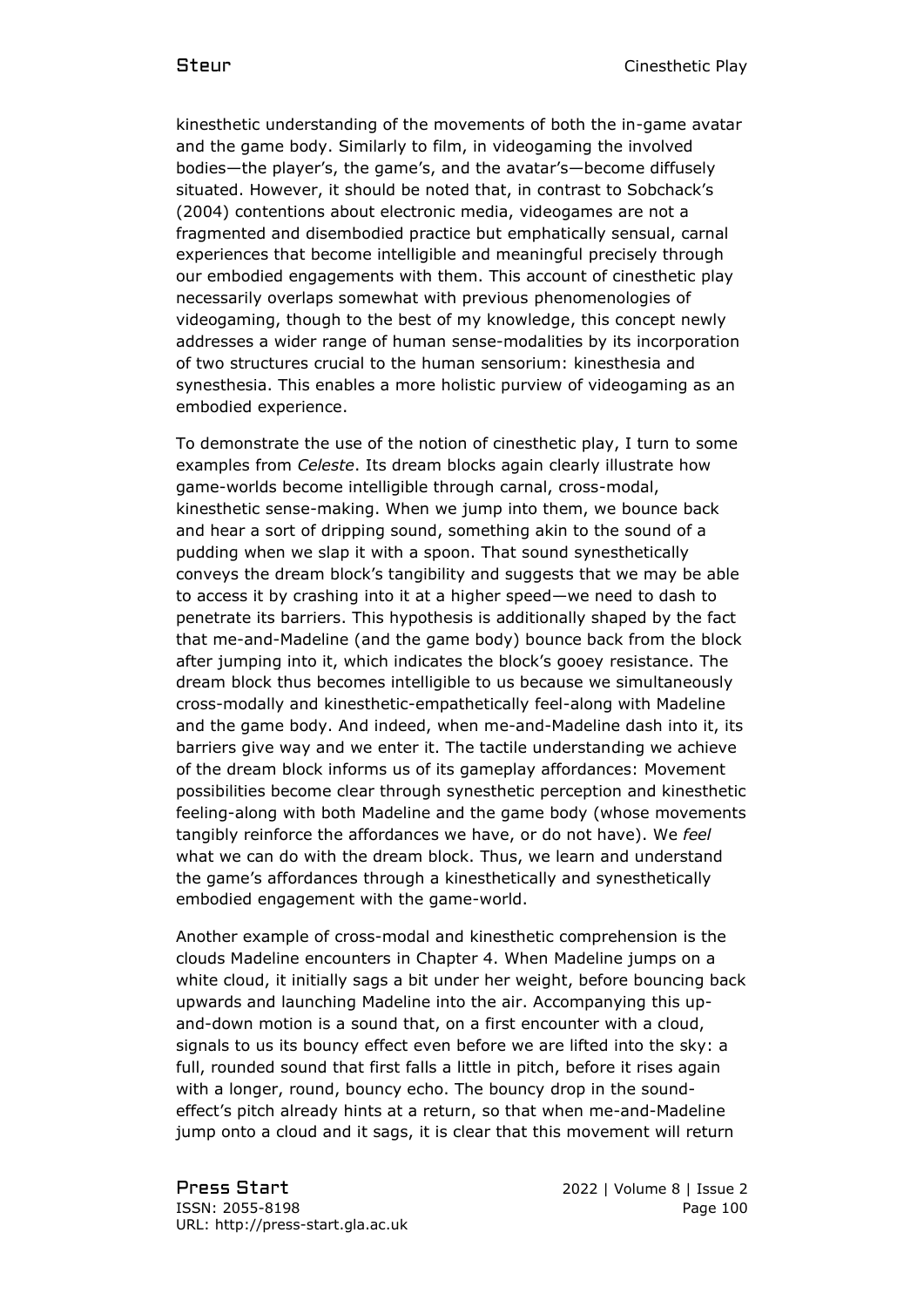kinesthetic understanding of the movements of both the in-game avatar and the game body. Similarly to film, in videogaming the involved bodies—the player's, the game's, and the avatar's—become diffusely situated. However, it should be noted that, in contrast to Sobchack's (2004) contentions about electronic media, videogames are not a fragmented and disembodied practice but emphatically sensual, carnal experiences that become intelligible and meaningful precisely through our embodied engagements with them. This account of cinesthetic play necessarily overlaps somewhat with previous phenomenologies of videogaming, though to the best of my knowledge, this concept newly addresses a wider range of human sense-modalities by its incorporation of two structures crucial to the human sensorium: kinesthesia and synesthesia. This enables a more holistic purview of videogaming as an embodied experience.

To demonstrate the use of the notion of cinesthetic play, I turn to some examples from *Celeste*. Its dream blocks again clearly illustrate how game-worlds become intelligible through carnal, cross-modal, kinesthetic sense-making. When we jump into them, we bounce back and hear a sort of dripping sound, something akin to the sound of a pudding when we slap it with a spoon. That sound synesthetically conveys the dream block's tangibility and suggests that we may be able to access it by crashing into it at a higher speed—we need to dash to penetrate its barriers. This hypothesis is additionally shaped by the fact that me-and-Madeline (and the game body) bounce back from the block after jumping into it, which indicates the block's gooey resistance. The dream block thus becomes intelligible to us because we simultaneously cross-modally and kinesthetic-empathetically feel-along with Madeline and the game body. And indeed, when me-and-Madeline dash into it, its barriers give way and we enter it. The tactile understanding we achieve of the dream block informs us of its gameplay affordances: Movement possibilities become clear through synesthetic perception and kinesthetic feeling-along with both Madeline and the game body (whose movements tangibly reinforce the affordances we have, or do not have). We *feel* what we can do with the dream block. Thus, we learn and understand the game's affordances through a kinesthetically and synesthetically embodied engagement with the game-world.

Another example of cross-modal and kinesthetic comprehension is the clouds Madeline encounters in Chapter 4. When Madeline jumps on a white cloud, it initially sags a bit under her weight, before bouncing back upwards and launching Madeline into the air. Accompanying this up-and-down motion is a sound that, on a first encounter with a cloud, signals to us its bouncy effect even before we are lifted into the sky: a full, rounded sound that first falls a little in pitch, before it rises again with a longer, round, bouncy echo. The bouncy drop in the sound-effect's pitch already hints at a return, so that when me-and-Madeline jump onto a cloud and it sags, it is clear that this movement will return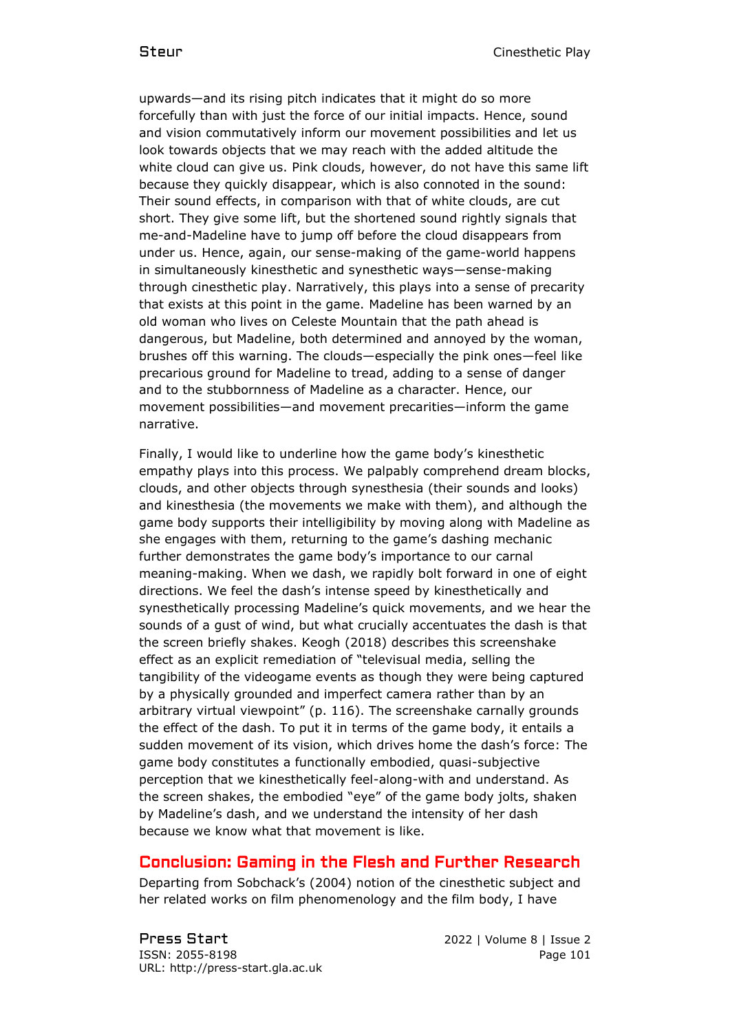upwards—and its rising pitch indicates that it might do so more forcefully than with just the force of our initial impacts. Hence, sound and vision commutatively inform our movement possibilities and let us look towards objects that we may reach with the added altitude the white cloud can give us. Pink clouds, however, do not have this same lift because they quickly disappear, which is also connoted in the sound: Their sound effects, in comparison with that of white clouds, are cut short. They give some lift, but the shortened sound rightly signals that me-and-Madeline have to jump off before the cloud disappears from under us. Hence, again, our sense-making of the game-world happens in simultaneously kinesthetic and synesthetic ways—sense-making through cinesthetic play. Narratively, this plays into a sense of precarity that exists at this point in the game. Madeline has been warned by an old woman who lives on Celeste Mountain that the path ahead is dangerous, but Madeline, both determined and annoyed by the woman, brushes off this warning. The clouds—especially the pink ones—feel like precarious ground for Madeline to tread, adding to a sense of danger and to the stubbornness of Madeline as a character. Hence, our movement possibilities—and movement precarities—inform the game narrative.

Finally, I would like to underline how the game body's kinesthetic empathy plays into this process. We palpably comprehend dream blocks, clouds, and other objects through synesthesia (their sounds and looks) and kinesthesia (the movements we make with them), and although the game body supports their intelligibility by moving along with Madeline as she engages with them, returning to the game's dashing mechanic further demonstrates the game body's importance to our carnal meaning-making. When we dash, we rapidly bolt forward in one of eight directions. We feel the dash's intense speed by kinesthetically and synesthetically processing Madeline's quick movements, and we hear the sounds of a gust of wind, but what crucially accentuates the dash is that the screen briefly shakes. Keogh (2018) describes this screenshake effect as an explicit remediation of "televisual media, selling the tangibility of the videogame events as though they were being captured by a physically grounded and imperfect camera rather than by an arbitrary virtual viewpoint" (p. 116). The screenshake carnally grounds the effect of the dash. To put it in terms of the game body, it entails a sudden movement of its vision, which drives home the dash's force: The game body constitutes a functionally embodied, quasi-subjective perception that we kinesthetically feel-along-with and understand. As the screen shakes, the embodied "eye" of the game body jolts, shaken by Madeline's dash, and we understand the intensity of her dash because we know what that movement is like.

## Conclusion: Gaming in the Flesh and Further Research

Departing from Sobchack's (2004) notion of the cinesthetic subject and her related works on film phenomenology and the film body, I have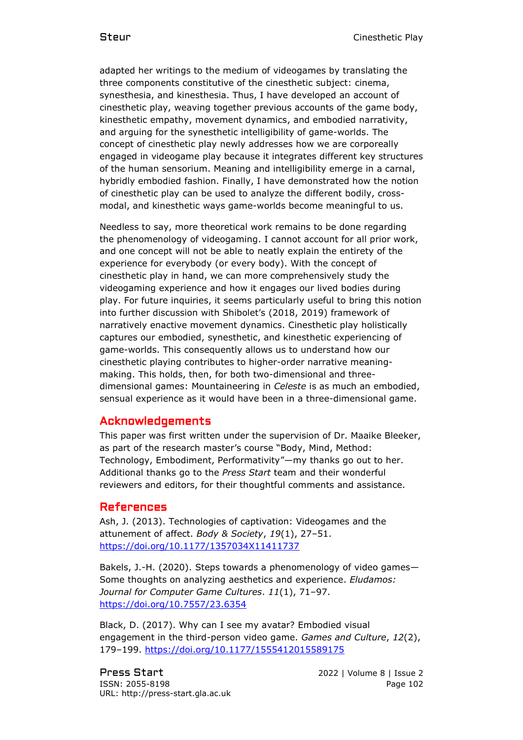adapted her writings to the medium of videogames by translating the three components constitutive of the cinesthetic subject: cinema, synesthesia, and kinesthesia. Thus, I have developed an account of cinesthetic play, weaving together previous accounts of the game body, kinesthetic empathy, movement dynamics, and embodied narrativity, and arguing for the synesthetic intelligibility of game-worlds. The concept of cinesthetic play newly addresses how we are corporeally engaged in videogame play because it integrates different key structures of the human sensorium. Meaning and intelligibility emerge in a carnal, hybridly embodied fashion. Finally, I have demonstrated how the notion of cinesthetic play can be used to analyze the different bodily, cross-modal, and kinesthetic ways game-worlds become meaningful to us.

Needless to say, more theoretical work remains to be done regarding the phenomenology of videogaming. I cannot account for all prior work, and one concept will not be able to neatly explain the entirety of the experience for everybody (or every body). With the concept of cinesthetic play in hand, we can more comprehensively study the videogaming experience and how it engages our lived bodies during play. For future inquiries, it seems particularly useful to bring this notion into further discussion with Shibolet's (2018, 2019) framework of narratively enactive movement dynamics. Cinesthetic play holistically captures our embodied, synesthetic, and kinesthetic experiencing of game-worlds. This consequently allows us to understand how our cinesthetic playing contributes to higher-order narrative meaning-making. This holds, then, for both two-dimensional and three-dimensional games: Mountaineering in *Celeste* is as much an embodied, sensual experience as it would have been in a three-dimensional game.

## Acknowledgements

This paper was first written under the supervision of Dr. Maaike Bleeker, as part of the research master's course "Body, Mind, Method: Technology, Embodiment, Performativity"—my thanks go out to her. Additional thanks go to the *Press Start* team and their wonderful reviewers and editors, for their thoughtful comments and assistance.

## References

Ash, J. (2013). Technologies of captivation: Videogames and the attunement of affect. *Body & Society*, *19*(1), 27–51. https://doi.org/10.1177/1357034X11411737

Bakels, J.-H. (2020). Steps towards a phenomenology of video games—Some thoughts on analyzing aesthetics and experience. *Eludamos: Journal for Computer Game Cultures*. *11*(1), 71–97. https://doi.org/10.7557/23.6354

Black, D. (2017). Why can I see my avatar? Embodied visual engagement in the third-person video game. *Games and Culture*, *12*(2), 179–199. https://doi.org/10.1177/1555412015589175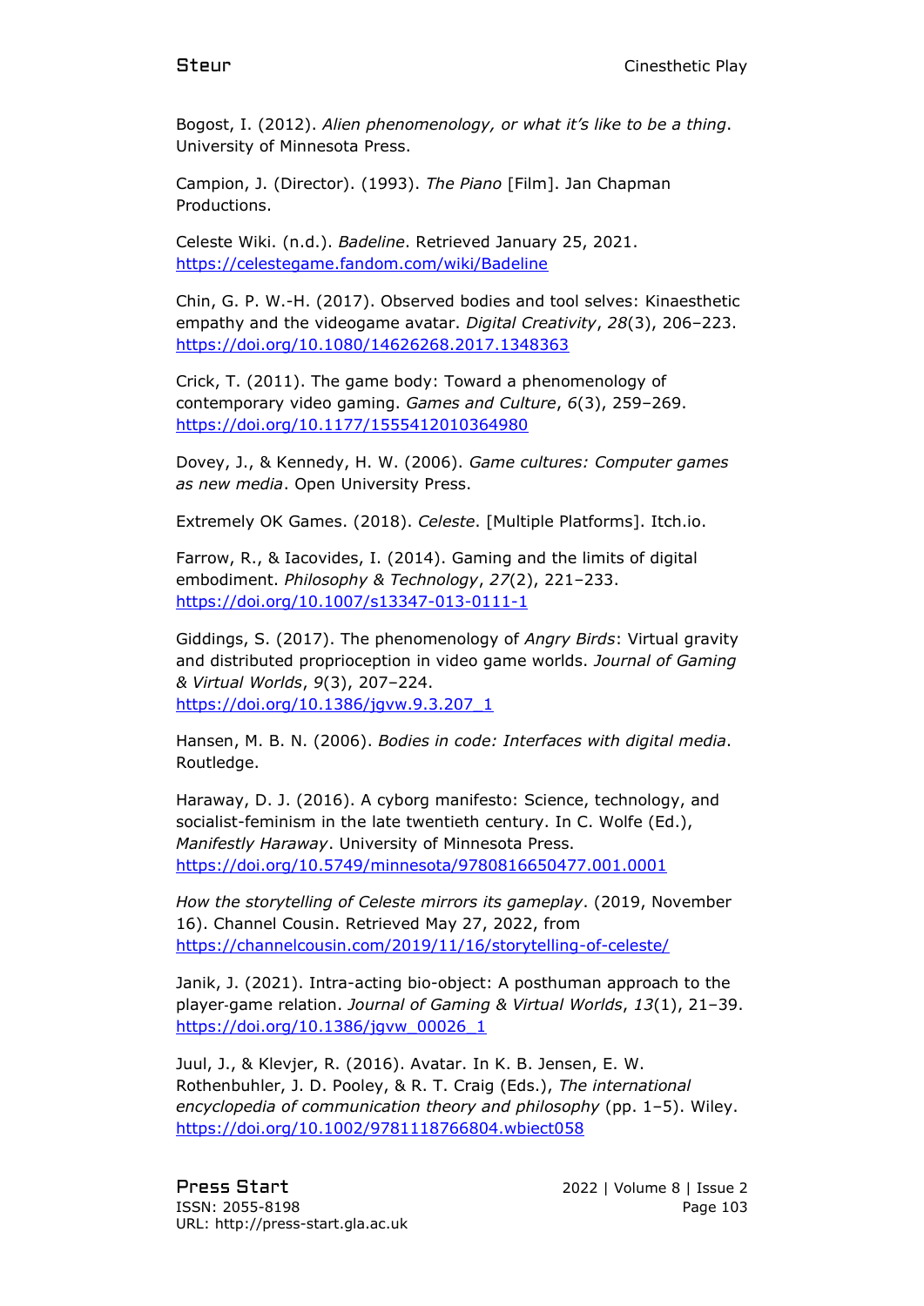Bogost, I. (2012). *Alien phenomenology, or what it's like to be a thing*. University of Minnesota Press.

Campion, J. (Director). (1993). *The Piano* [Film]. Jan Chapman Productions.

Celeste Wiki. (n.d.). *Badeline*. Retrieved January 25, 2021. https://celestegame.fandom.com/wiki/Badeline

Chin, G. P. W.-H. (2017). Observed bodies and tool selves: Kinaesthetic empathy and the videogame avatar. *Digital Creativity*, *28*(3), 206–223. https://doi.org/10.1080/14626268.2017.1348363

Crick, T. (2011). The game body: Toward a phenomenology of contemporary video gaming. *Games and Culture*, *6*(3), 259–269. https://doi.org/10.1177/1555412010364980

Dovey, J., & Kennedy, H. W. (2006). *Game cultures: Computer games as new media*. Open University Press.

Extremely OK Games. (2018). *Celeste*. [Multiple Platforms]. Itch.io.

Farrow, R., & Iacovides, I. (2014). Gaming and the limits of digital embodiment. *Philosophy & Technology*, *27*(2), 221–233. https://doi.org/10.1007/s13347-013-0111-1

Giddings, S. (2017). The phenomenology of *Angry Birds*: Virtual gravity and distributed proprioception in video game worlds. *Journal of Gaming & Virtual Worlds*, *9*(3), 207–224. https://doi.org/10.1386/jgvw.9.3.207_1

Hansen, M. B. N. (2006). *Bodies in code: Interfaces with digital media*. Routledge.

Haraway, D. J. (2016). A cyborg manifesto: Science, technology, and socialist-feminism in the late twentieth century. In C. Wolfe (Ed.), *Manifestly Haraway*. University of Minnesota Press. https://doi.org/10.5749/minnesota/9780816650477.001.0001

*How the storytelling of Celeste mirrors its gameplay*. (2019, November 16). Channel Cousin. Retrieved May 27, 2022, from https://channelcousin.com/2019/11/16/storytelling-of-celeste/

Janik, J. (2021). Intra-acting bio-object: A posthuman approach to the player-game relation. *Journal of Gaming & Virtual Worlds*, *13*(1), 21–39. https://doi.org/10.1386/jgvw_00026_1

Juul, J., & Klevjer, R. (2016). Avatar. In K. B. Jensen, E. W. Rothenbuhler, J. D. Pooley, & R. T. Craig (Eds.), *The international encyclopedia of communication theory and philosophy* (pp. 1–5). Wiley. https://doi.org/10.1002/9781118766804.wbiect058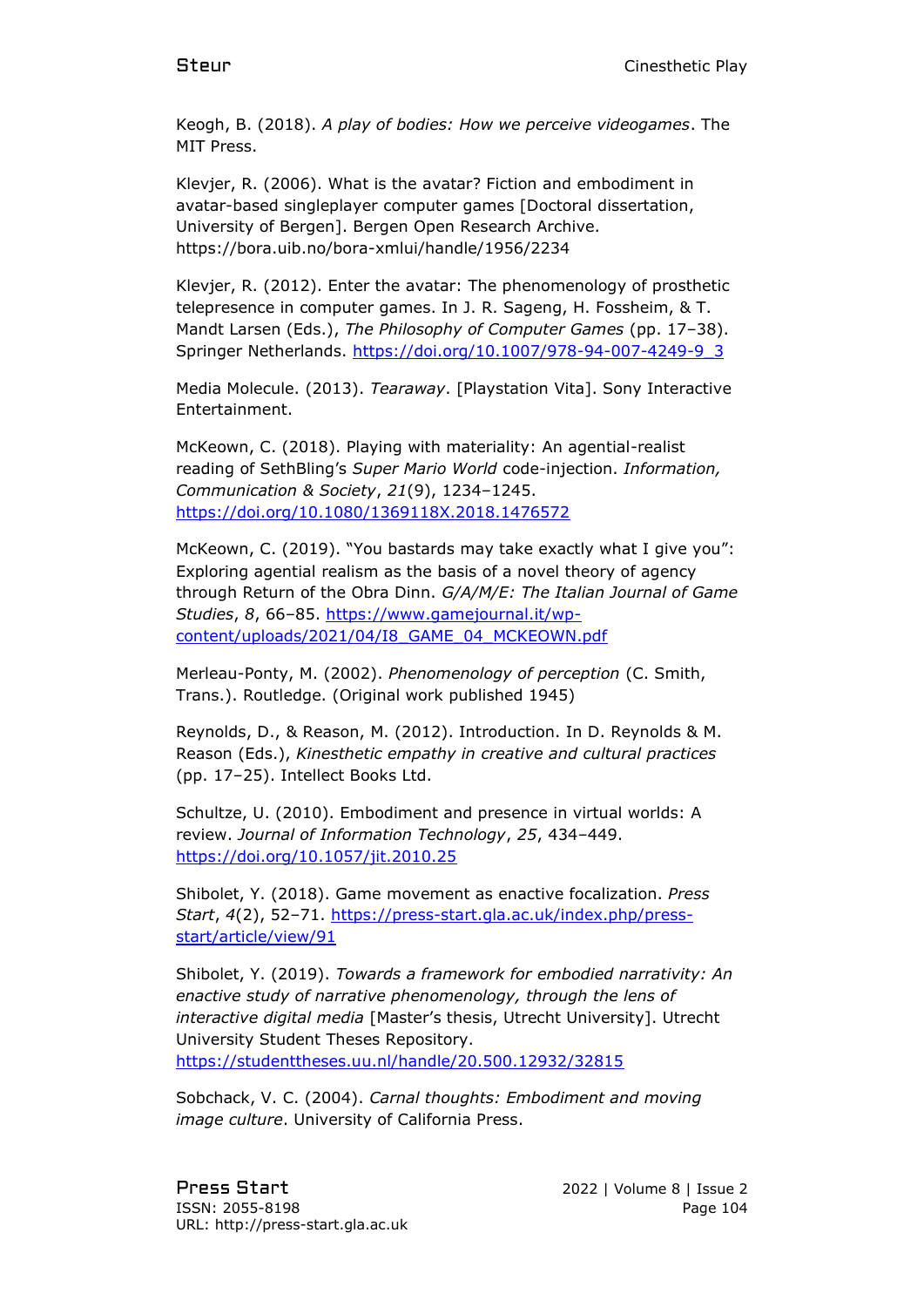Keogh, B. (2018). *A play of bodies: How we perceive videogames*. The MIT Press.

Klevjer, R. (2006). What is the avatar? Fiction and embodiment in avatar-based singleplayer computer games [Doctoral dissertation, University of Bergen]. Bergen Open Research Archive. https://bora.uib.no/bora-xmlui/handle/1956/2234

Klevjer, R. (2012). Enter the avatar: The phenomenology of prosthetic telepresence in computer games. In J. R. Sageng, H. Fossheim, & T. Mandt Larsen (Eds.), *The Philosophy of Computer Games* (pp. 17–38). Springer Netherlands. https://doi.org/10.1007/978-94-007-4249-9_3

Media Molecule. (2013). *Tearaway*. [Playstation Vita]. Sony Interactive Entertainment.

McKeown, C. (2018). Playing with materiality: An agential-realist reading of SethBling's *Super Mario World* code-injection. *Information, Communication & Society*, *21*(9), 1234–1245. https://doi.org/10.1080/1369118X.2018.1476572

McKeown, C. (2019). "You bastards may take exactly what I give you": Exploring agential realism as the basis of a novel theory of agency through Return of the Obra Dinn. *G/A/M/E: The Italian Journal of Game Studies*, *8*, 66–85. https://www.gamejournal.it/wp-content/uploads/2021/04/I8_GAME_04_MCKEOWN.pdf

Merleau-Ponty, M. (2002). *Phenomenology of perception* (C. Smith, Trans.). Routledge. (Original work published 1945)

Reynolds, D., & Reason, M. (2012). Introduction. In D. Reynolds & M. Reason (Eds.), *Kinesthetic empathy in creative and cultural practices* (pp. 17–25). Intellect Books Ltd.

Schultze, U. (2010). Embodiment and presence in virtual worlds: A review. *Journal of Information Technology*, *25*, 434–449. https://doi.org/10.1057/jit.2010.25

Shibolet, Y. (2018). Game movement as enactive focalization. *Press Start*, *4*(2), 52–71. https://press-start.gla.ac.uk/index.php/press-start/article/view/91

Shibolet, Y. (2019). *Towards a framework for embodied narrativity: An enactive study of narrative phenomenology, through the lens of interactive digital media* [Master's thesis, Utrecht University]. Utrecht University Student Theses Repository. https://studenttheses.uu.nl/handle/20.500.12932/32815

Sobchack, V. C. (2004). *Carnal thoughts: Embodiment and moving image culture*. University of California Press.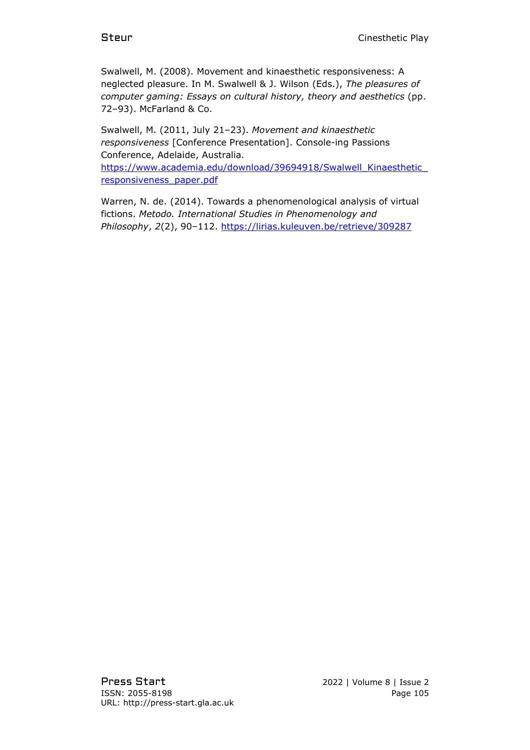Swalwell, M. (2008). Movement and kinaesthetic responsiveness: A neglected pleasure. In M. Swalwell & J. Wilson (Eds.), *The pleasures of computer gaming: Essays on cultural history, theory and aesthetics* (pp. 72–93). McFarland & Co.

Swalwell, M. (2011, July 21–23). *Movement and kinaesthetic responsiveness* [Conference Presentation]. Console-ing Passions Conference, Adelaide, Australia. https://www.academia.edu/download/39694918/Swalwell_Kinaesthetic_responsiveness_paper.pdf

Warren, N. de. (2014). Towards a phenomenological analysis of virtual fictions. *Metodo. International Studies in Phenomenology and Philosophy*, *2*(2), 90–112. https://lirias.kuleuven.be/retrieve/309287